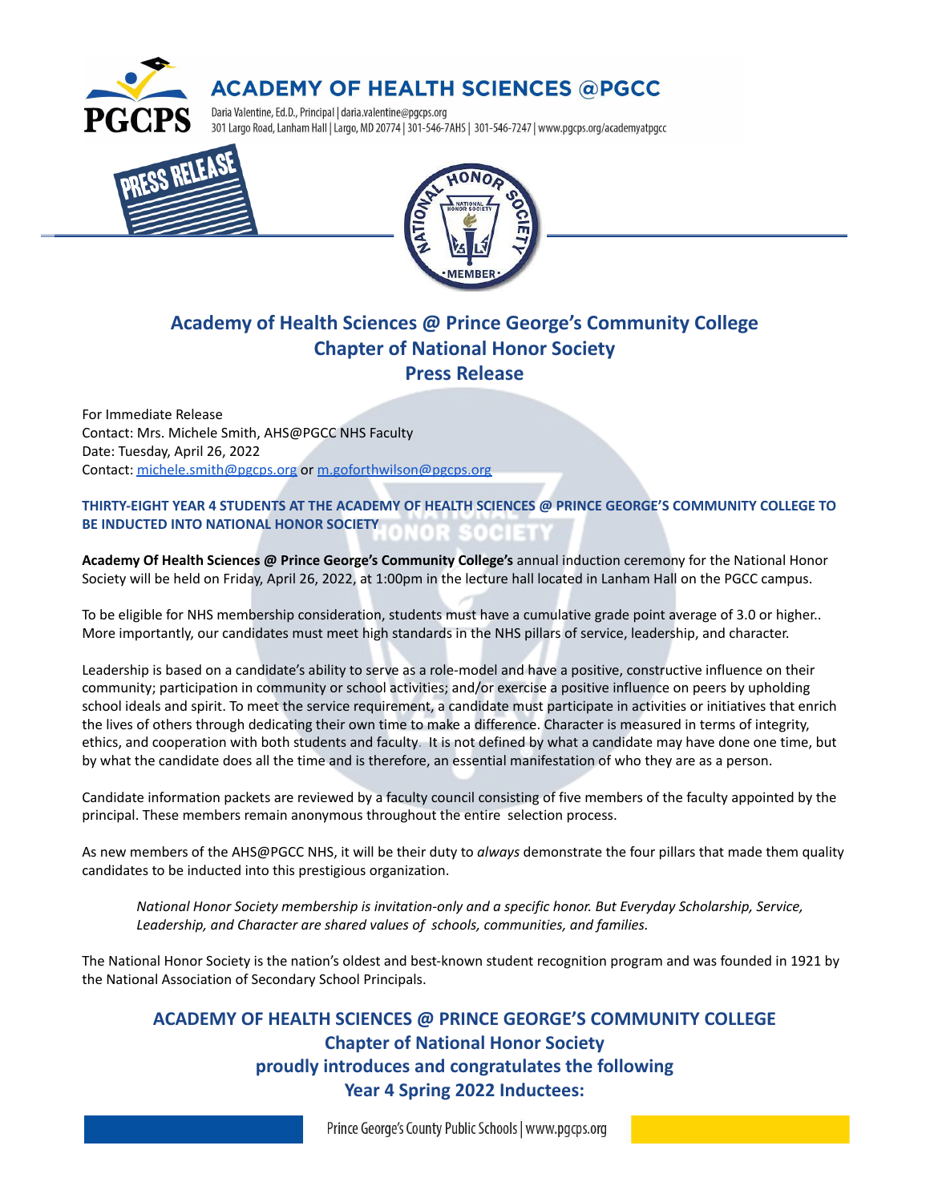# ACADEMY OF HEALTH SCIENCES @PGCC

Daria Valentine, Ed.D., Principal | daria.valentine@pgcps.org
301 Largo Road, Lanham Hall | Largo, MD 20774 | 301-546-7AHS | 301-546-7247 | www.pgcps.org/academyatpgcc

PRESS RELEASE

## Academy of Health Sciences @ Prince George's Community College Chapter of National Honor Society Press Release

For Immediate Release
Contact: Mrs. Michele Smith, AHS@PGCC NHS Faculty
Date: Tuesday, April 26, 2022
Contact: michele.smith@pgcps.org or m.goforthwilson@pgcps.org

### THIRTY-EIGHT YEAR 4 STUDENTS AT THE ACADEMY OF HEALTH SCIENCES @ PRINCE GEORGE'S COMMUNITY COLLEGE TO BE INDUCTED INTO NATIONAL HONOR SOCIETY

**Academy Of Health Sciences @ Prince George's Community College's** annual induction ceremony for the National Honor Society will be held on Friday, April 26, 2022, at 1:00pm in the lecture hall located in Lanham Hall on the PGCC campus.

To be eligible for NHS membership consideration, students must have a cumulative grade point average of 3.0 or higher.. More importantly, our candidates must meet high standards in the NHS pillars of service, leadership, and character.

Leadership is based on a candidate's ability to serve as a role-model and have a positive, constructive influence on their community; participation in community or school activities; and/or exercise a positive influence on peers by upholding school ideals and spirit. To meet the service requirement, a candidate must participate in activities or initiatives that enrich the lives of others through dedicating their own time to make a difference. Character is measured in terms of integrity, ethics, and cooperation with both students and faculty. It is not defined by what a candidate may have done one time, but by what the candidate does all the time and is therefore, an essential manifestation of who they are as a person.

Candidate information packets are reviewed by a faculty council consisting of five members of the faculty appointed by the principal. These members remain anonymous throughout the entire selection process.

As new members of the AHS@PGCC NHS, it will be their duty to *always* demonstrate the four pillars that made them quality candidates to be inducted into this prestigious organization.

> *National Honor Society membership is invitation-only and a specific honor. But Everyday Scholarship, Service, Leadership, and Character are shared values of schools, communities, and families.*

The National Honor Society is the nation's oldest and best-known student recognition program and was founded in 1921 by the National Association of Secondary School Principals.

## ACADEMY OF HEALTH SCIENCES @ PRINCE GEORGE'S COMMUNITY COLLEGE Chapter of National Honor Society proudly introduces and congratulates the following Year 4 Spring 2022 Inductees: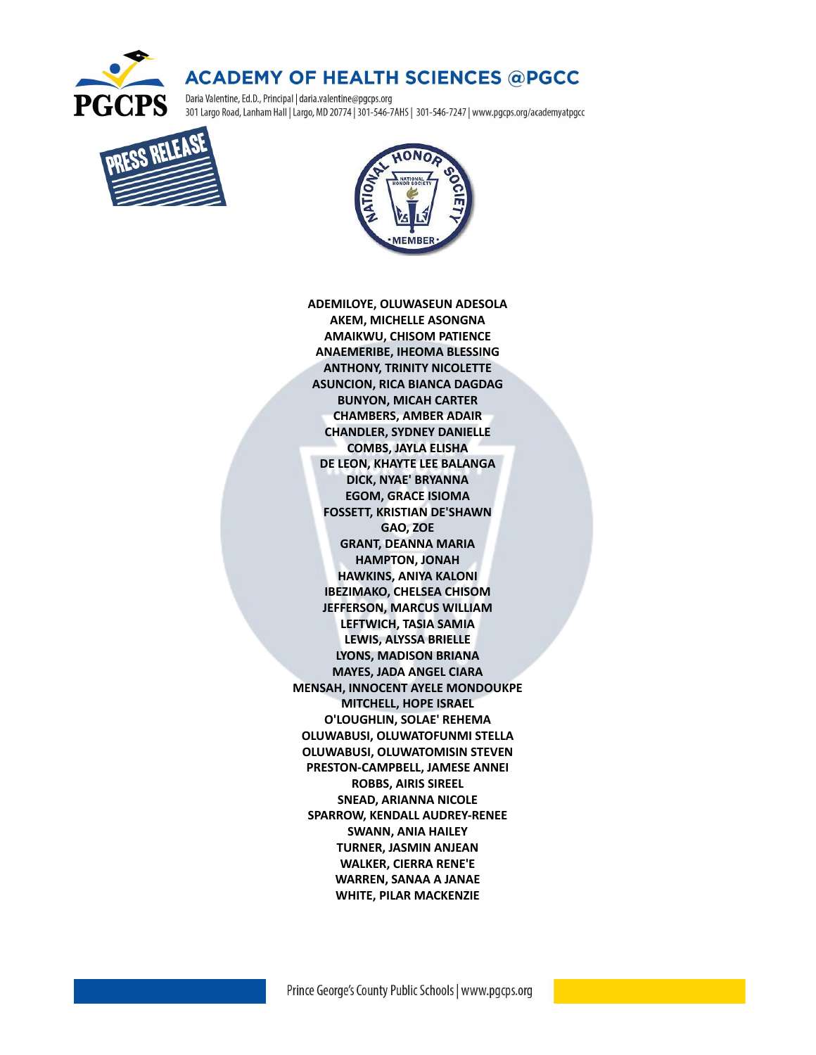## ACADEMY OF HEALTH SCIENCES @PGCC

Daria Valentine, Ed.D., Principal | daria.valentine@pgcps.org
301 Largo Road, Lanham Hall | Largo, MD 20774 | 301-546-7AHS | 301-546-7247 | www.pgcps.org/academyatpgcc

PRESS RELEASE

**ADEMILOYE, OLUWASEUN ADESOLA**
**AKEM, MICHELLE ASONGNA**
**AMAIKWU, CHISOM PATIENCE**
**ANAEMERIBE, IHEOMA BLESSING**
**ANTHONY, TRINITY NICOLETTE**
**ASUNCION, RICA BIANCA DAGDAG**
**BUNYON, MICAH CARTER**
**CHAMBERS, AMBER ADAIR**
**CHANDLER, SYDNEY DANIELLE**
**COMBS, JAYLA ELISHA**
**DE LEON, KHAYTE LEE BALANGA**
**DICK, NYAE' BRYANNA**
**EGOM, GRACE ISIOMA**
**FOSSETT, KRISTIAN DE'SHAWN**
**GAO, ZOE**
**GRANT, DEANNA MARIA**
**HAMPTON, JONAH**
**HAWKINS, ANIYA KALONI**
**IBEZIMAKO, CHELSEA CHISOM**
**JEFFERSON, MARCUS WILLIAM**
**LEFTWICH, TASIA SAMIA**
**LEWIS, ALYSSA BRIELLE**
**LYONS, MADISON BRIANA**
**MAYES, JADA ANGEL CIARA**
**MENSAH, INNOCENT AYELE MONDOUKPE**
**MITCHELL, HOPE ISRAEL**
**O'LOUGHLIN, SOLAE' REHEMA**
**OLUWABUSI, OLUWATOFUNMI STELLA**
**OLUWABUSI, OLUWATOMISIN STEVEN**
**PRESTON-CAMPBELL, JAMESE ANNEI**
**ROBBS, AIRIS SIREEL**
**SNEAD, ARIANNA NICOLE**
**SPARROW, KENDALL AUDREY-RENEE**
**SWANN, ANIA HAILEY**
**TURNER, JASMIN ANJEAN**
**WALKER, CIERRA RENE'E**
**WARREN, SANAA A JANAE**
**WHITE, PILAR MACKENZIE**